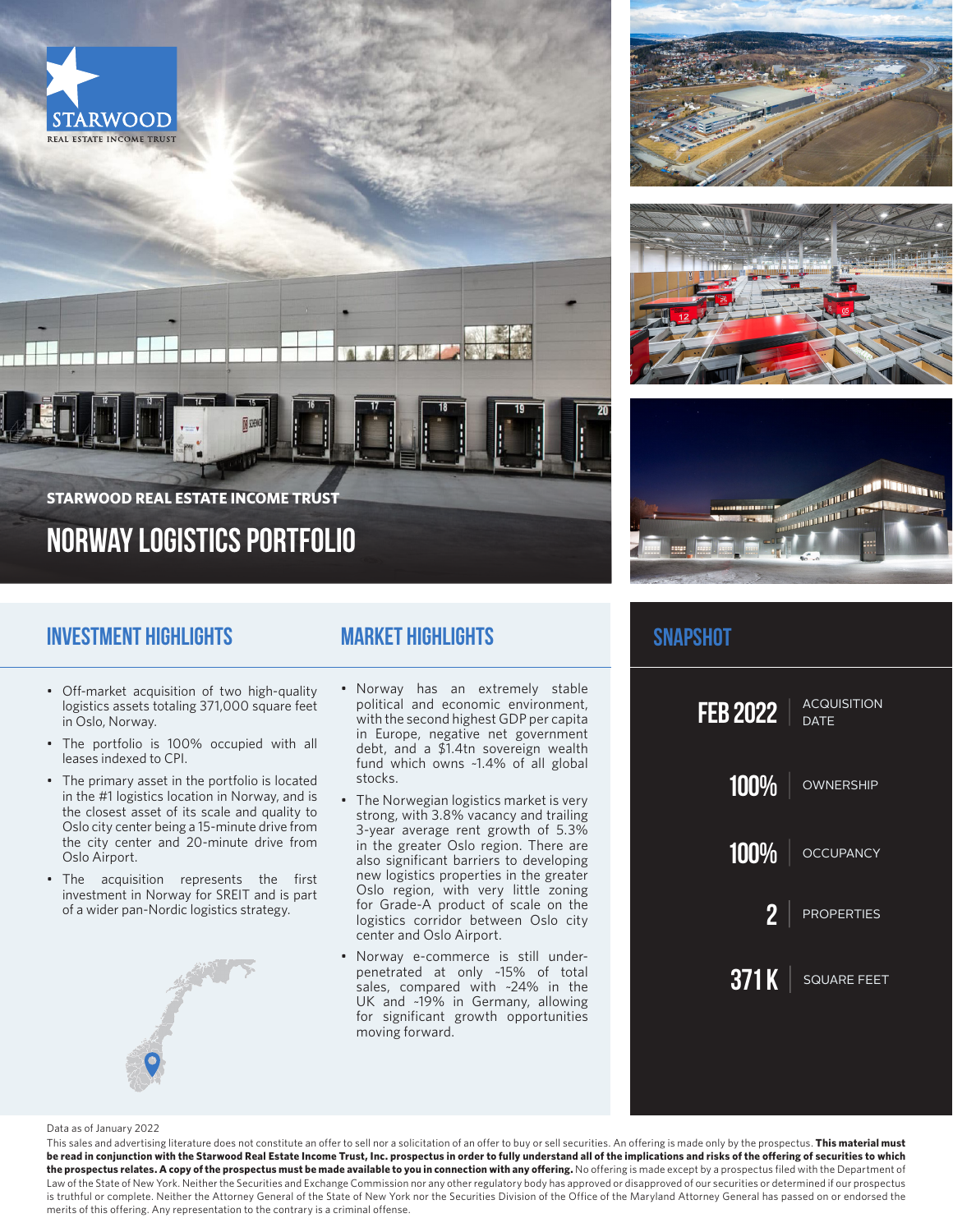STARWOOD REAL ESTATE INCOME TRUST

# NORWAY LOGISTICS PORTFOLIO

## INVESTMENT HIGHLIGHTS

- Off-market acquisition of two high-quality logistics assets totaling 371,000 square feet in Oslo, Norway.
- The portfolio is 100% occupied with all leases indexed to CPI.
- The primary asset in the portfolio is located in the #1 logistics location in Norway, and is the closest asset of its scale and quality to Oslo city center being a 15-minute drive from the city center and 20-minute drive from Oslo Airport.
- The acquisition represents the first investment in Norway for SREIT and is part of a wider pan-Nordic logistics strategy.

## MARKET HIGHLIGHTS

- Norway has an extremely stable political and economic environment, with the second highest GDP per capita in Europe, negative net government debt, and a $1.4tn sovereign wealth fund which owns ~1.4% of all global stocks.
- The Norwegian logistics market is very strong, with 3.8% vacancy and trailing 3-year average rent growth of 5.3% in the greater Oslo region. There are also significant barriers to developing new logistics properties in the greater Oslo region, with very little zoning for Grade-A product of scale on the logistics corridor between Oslo city center and Oslo Airport.
- Norway e-commerce is still under-penetrated at only ~15% of total sales, compared with ~24% in the UK and ~19% in Germany, allowing for significant growth opportunities moving forward.

## SNAPSHOT

| | |
|---|---|
| FEB 2022 | ACQUISITION DATE |
| 100% | OWNERSHIP |
| 100% | OCCUPANCY |
| 2 | PROPERTIES |
| 371 K | SQUARE FEET |

Data as of January 2022

This sales and advertising literature does not constitute an offer to sell nor a solicitation of an offer to buy or sell securities. An offering is made only by the prospectus. **This material must be read in conjunction with the Starwood Real Estate Income Trust, Inc. prospectus in order to fully understand all of the implications and risks of the offering of securities to which the prospectus relates. A copy of the prospectus must be made available to you in connection with any offering.** No offering is made except by a prospectus filed with the Department of Law of the State of New York. Neither the Securities and Exchange Commission nor any other regulatory body has approved or disapproved of our securities or determined if our prospectus is truthful or complete. Neither the Attorney General of the State of New York nor the Securities Division of the Office of the Maryland Attorney General has passed on or endorsed the merits of this offering. Any representation to the contrary is a criminal offense.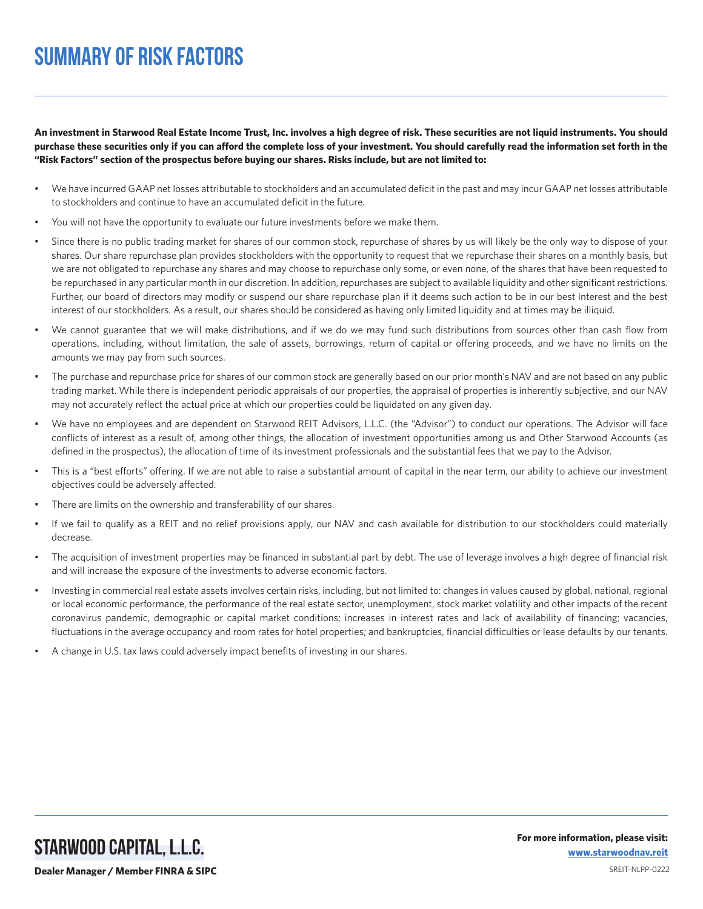# SUMMARY OF RISK FACTORS

**An investment in Starwood Real Estate Income Trust, Inc. involves a high degree of risk. These securities are not liquid instruments. You should purchase these securities only if you can afford the complete loss of your investment. You should carefully read the information set forth in the "Risk Factors" section of the prospectus before buying our shares. Risks include, but are not limited to:**

- We have incurred GAAP net losses attributable to stockholders and an accumulated deficit in the past and may incur GAAP net losses attributable to stockholders and continue to have an accumulated deficit in the future.
- You will not have the opportunity to evaluate our future investments before we make them.
- Since there is no public trading market for shares of our common stock, repurchase of shares by us will likely be the only way to dispose of your shares. Our share repurchase plan provides stockholders with the opportunity to request that we repurchase their shares on a monthly basis, but we are not obligated to repurchase any shares and may choose to repurchase only some, or even none, of the shares that have been requested to be repurchased in any particular month in our discretion. In addition, repurchases are subject to available liquidity and other significant restrictions. Further, our board of directors may modify or suspend our share repurchase plan if it deems such action to be in our best interest and the best interest of our stockholders. As a result, our shares should be considered as having only limited liquidity and at times may be illiquid.
- We cannot guarantee that we will make distributions, and if we do we may fund such distributions from sources other than cash flow from operations, including, without limitation, the sale of assets, borrowings, return of capital or offering proceeds, and we have no limits on the amounts we may pay from such sources.
- The purchase and repurchase price for shares of our common stock are generally based on our prior month's NAV and are not based on any public trading market. While there is independent periodic appraisals of our properties, the appraisal of properties is inherently subjective, and our NAV may not accurately reflect the actual price at which our properties could be liquidated on any given day.
- We have no employees and are dependent on Starwood REIT Advisors, L.L.C. (the "Advisor") to conduct our operations. The Advisor will face conflicts of interest as a result of, among other things, the allocation of investment opportunities among us and Other Starwood Accounts (as defined in the prospectus), the allocation of time of its investment professionals and the substantial fees that we pay to the Advisor.
- This is a "best efforts" offering. If we are not able to raise a substantial amount of capital in the near term, our ability to achieve our investment objectives could be adversely affected.
- There are limits on the ownership and transferability of our shares.
- If we fail to qualify as a REIT and no relief provisions apply, our NAV and cash available for distribution to our stockholders could materially decrease.
- The acquisition of investment properties may be financed in substantial part by debt. The use of leverage involves a high degree of financial risk and will increase the exposure of the investments to adverse economic factors.
- Investing in commercial real estate assets involves certain risks, including, but not limited to: changes in values caused by global, national, regional or local economic performance, the performance of the real estate sector, unemployment, stock market volatility and other impacts of the recent coronavirus pandemic, demographic or capital market conditions; increases in interest rates and lack of availability of financing; vacancies, fluctuations in the average occupancy and room rates for hotel properties; and bankruptcies, financial difficulties or lease defaults by our tenants.
- A change in U.S. tax laws could adversely impact benefits of investing in our shares.

**STARWOOD CAPITAL, L.L.C.**

**Dealer Manager / Member FINRA & SIPC**

**For more information, please visit:**
**www.starwoodnav.reit**

SREIT-NLPP-0222